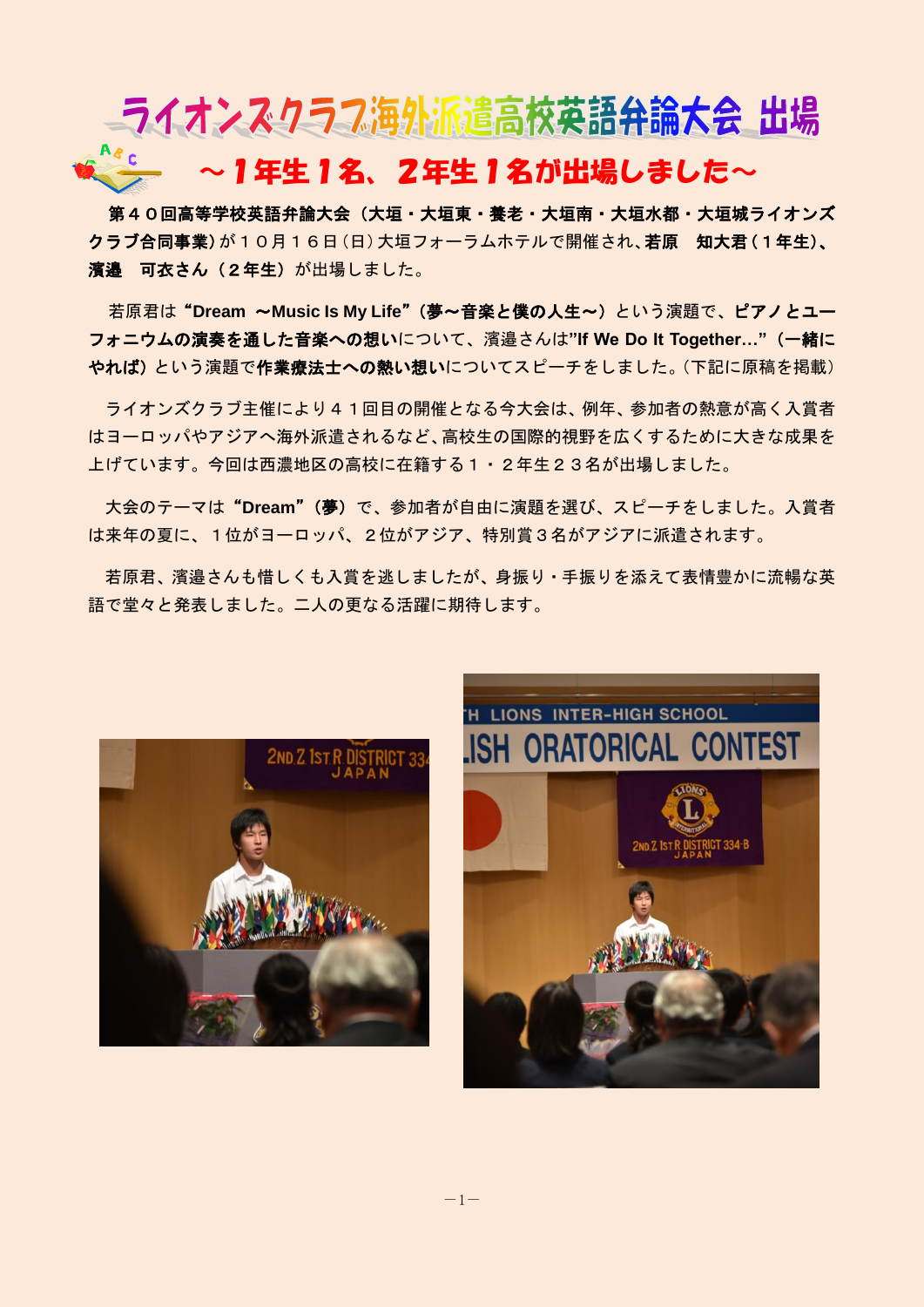# ライオンズクラブ海外派遣高校英語弁論大会 出場

## ～１年生１名、２年生１名が出場しました～

**第４０回高等学校英語弁論大会（大垣・大垣東・養老・大垣南・大垣水都・大垣城ライオンズクラブ合同事業）**が１０月１６日（日）大垣フォーラムホテルで開催され、**若原　知大君（１年生）、濱邉　可衣さん（２年生）**が出場しました。

若原君は**“Dream ～Music Is My Life”（夢～音楽と僕の人生～）**という演題で、**ピアノとユーフォニウムの演奏を通した音楽への想い**について、濱邉さんは**”If We Do It Together…”（一緒にやれば）**という演題で**作業療法士への熱い想い**についてスピーチをしました。（下記に原稿を掲載）

ライオンズクラブ主催により４１回目の開催となる今大会は、例年、参加者の熱意が高く入賞者はヨーロッパやアジアへ海外派遣されるなど、高校生の国際的視野を広くするために大きな成果を上げています。今回は西濃地区の高校に在籍する１・２年生２３名が出場しました。

大会のテーマは**“Dream”（夢）**で、参加者が自由に演題を選び、スピーチをしました。入賞者は来年の夏に、１位がヨーロッパ、２位がアジア、特別賞３名がアジアに派遣されます。

若原君、濱邉さんも惜しくも入賞を逃しましたが、身振り・手振りを添えて表情豊かに流暢な英語で堂々と発表しました。二人の更なる活躍に期待します。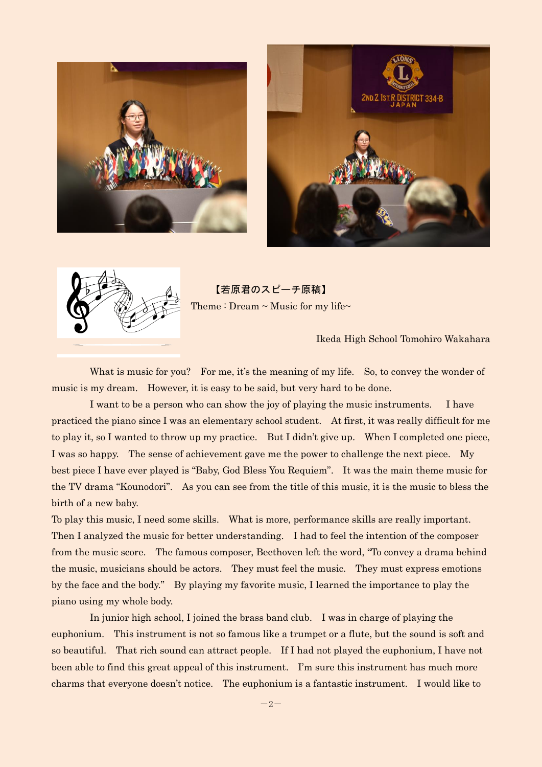【若原君のスピーチ原稿】

Theme : Dream ~ Music for my life~

Ikeda High School Tomohiro Wakahara

What is music for you? For me, it's the meaning of my life. So, to convey the wonder of music is my dream. However, it is easy to be said, but very hard to be done.

I want to be a person who can show the joy of playing the music instruments. I have practiced the piano since I was an elementary school student. At first, it was really difficult for me to play it, so I wanted to throw up my practice. But I didn't give up. When I completed one piece, I was so happy. The sense of achievement gave me the power to challenge the next piece. My best piece I have ever played is "Baby, God Bless You Requiem". It was the main theme music for the TV drama "Kounodori". As you can see from the title of this music, it is the music to bless the birth of a new baby.

To play this music, I need some skills. What is more, performance skills are really important. Then I analyzed the music for better understanding. I had to feel the intention of the composer from the music score. The famous composer, Beethoven left the word, "To convey a drama behind the music, musicians should be actors. They must feel the music. They must express emotions by the face and the body." By playing my favorite music, I learned the importance to play the piano using my whole body.

In junior high school, I joined the brass band club. I was in charge of playing the euphonium. This instrument is not so famous like a trumpet or a flute, but the sound is soft and so beautiful. That rich sound can attract people. If I had not played the euphonium, I have not been able to find this great appeal of this instrument. I'm sure this instrument has much more charms that everyone doesn't notice. The euphonium is a fantastic instrument. I would like to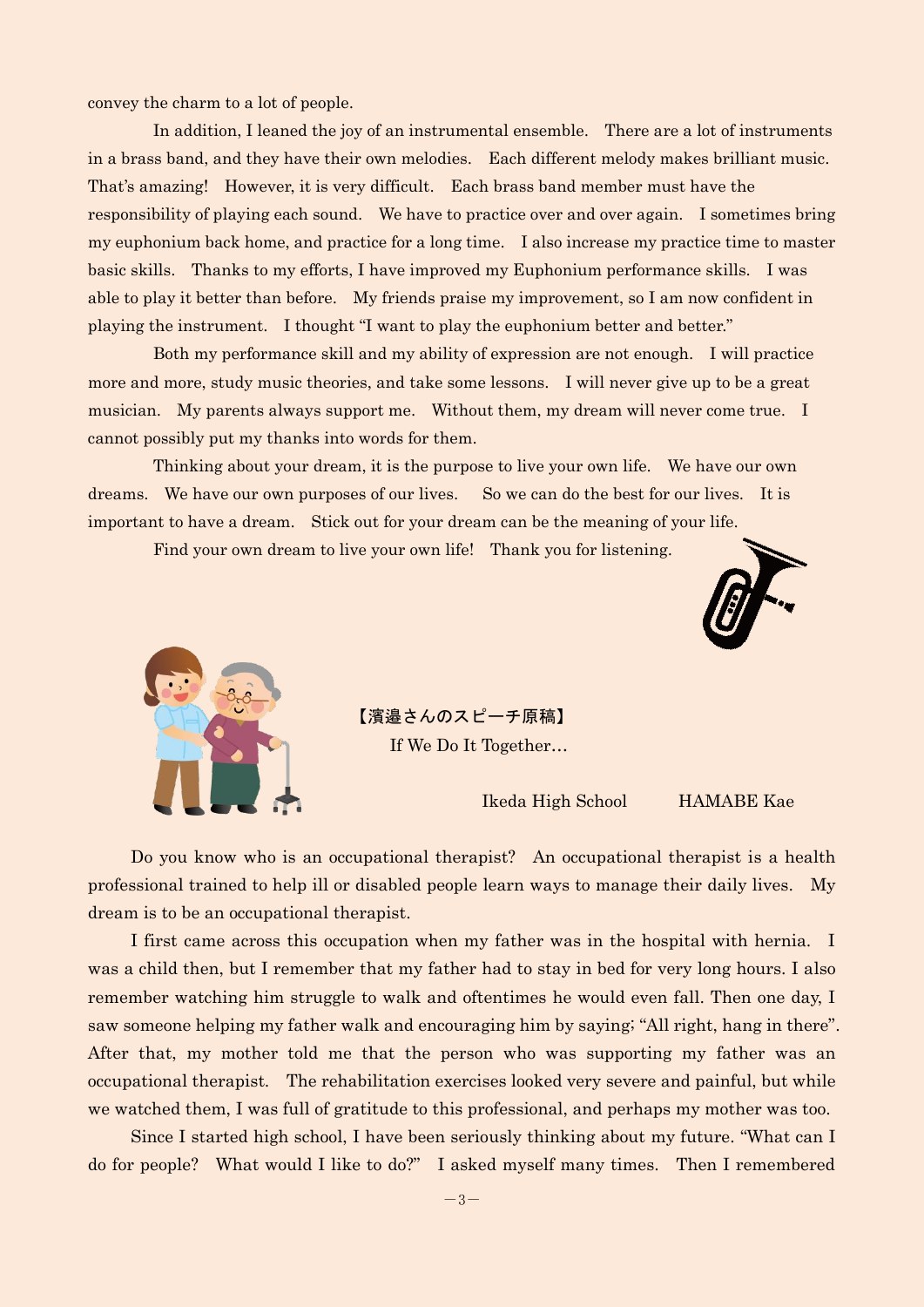convey the charm to a lot of people.

In addition, I leaned the joy of an instrumental ensemble. There are a lot of instruments in a brass band, and they have their own melodies. Each different melody makes brilliant music. That's amazing! However, it is very difficult. Each brass band member must have the responsibility of playing each sound. We have to practice over and over again. I sometimes bring my euphonium back home, and practice for a long time. I also increase my practice time to master basic skills. Thanks to my efforts, I have improved my Euphonium performance skills. I was able to play it better than before. My friends praise my improvement, so I am now confident in playing the instrument. I thought "I want to play the euphonium better and better."

Both my performance skill and my ability of expression are not enough. I will practice more and more, study music theories, and take some lessons. I will never give up to be a great musician. My parents always support me. Without them, my dream will never come true. I cannot possibly put my thanks into words for them.

Thinking about your dream, it is the purpose to live your own life. We have our own dreams. We have our own purposes of our lives. So we can do the best for our lives. It is important to have a dream. Stick out for your dream can be the meaning of your life.

Find your own dream to live your own life! Thank you for listening.

## 【濱邉さんのスピーチ原稿】

### If We Do It Together…

Ikeda High School HAMABE Kae

Do you know who is an occupational therapist? An occupational therapist is a health professional trained to help ill or disabled people learn ways to manage their daily lives. My dream is to be an occupational therapist.

I first came across this occupation when my father was in the hospital with hernia. I was a child then, but I remember that my father had to stay in bed for very long hours. I also remember watching him struggle to walk and oftentimes he would even fall. Then one day, I saw someone helping my father walk and encouraging him by saying; "All right, hang in there". After that, my mother told me that the person who was supporting my father was an occupational therapist. The rehabilitation exercises looked very severe and painful, but while we watched them, I was full of gratitude to this professional, and perhaps my mother was too.

Since I started high school, I have been seriously thinking about my future. "What can I do for people? What would I like to do?" I asked myself many times. Then I remembered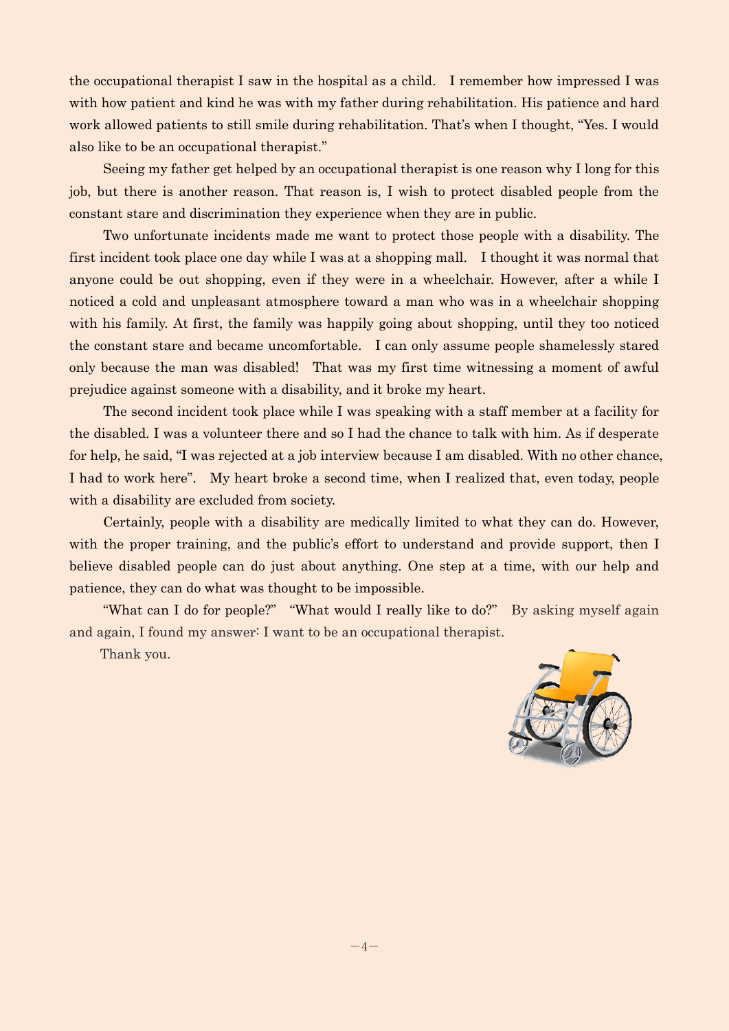the occupational therapist I saw in the hospital as a child. I remember how impressed I was with how patient and kind he was with my father during rehabilitation. His patience and hard work allowed patients to still smile during rehabilitation. That's when I thought, "Yes. I would also like to be an occupational therapist."

Seeing my father get helped by an occupational therapist is one reason why I long for this job, but there is another reason. That reason is, I wish to protect disabled people from the constant stare and discrimination they experience when they are in public.

Two unfortunate incidents made me want to protect those people with a disability. The first incident took place one day while I was at a shopping mall. I thought it was normal that anyone could be out shopping, even if they were in a wheelchair. However, after a while I noticed a cold and unpleasant atmosphere toward a man who was in a wheelchair shopping with his family. At first, the family was happily going about shopping, until they too noticed the constant stare and became uncomfortable. I can only assume people shamelessly stared only because the man was disabled! That was my first time witnessing a moment of awful prejudice against someone with a disability, and it broke my heart.

The second incident took place while I was speaking with a staff member at a facility for the disabled. I was a volunteer there and so I had the chance to talk with him. As if desperate for help, he said, "I was rejected at a job interview because I am disabled. With no other chance, I had to work here". My heart broke a second time, when I realized that, even today, people with a disability are excluded from society.

Certainly, people with a disability are medically limited to what they can do. However, with the proper training, and the public's effort to understand and provide support, then I believe disabled people can do just about anything. One step at a time, with our help and patience, they can do what was thought to be impossible.

"What can I do for people?" "What would I really like to do?" By asking myself again and again, I found my answer: I want to be an occupational therapist.

Thank you.